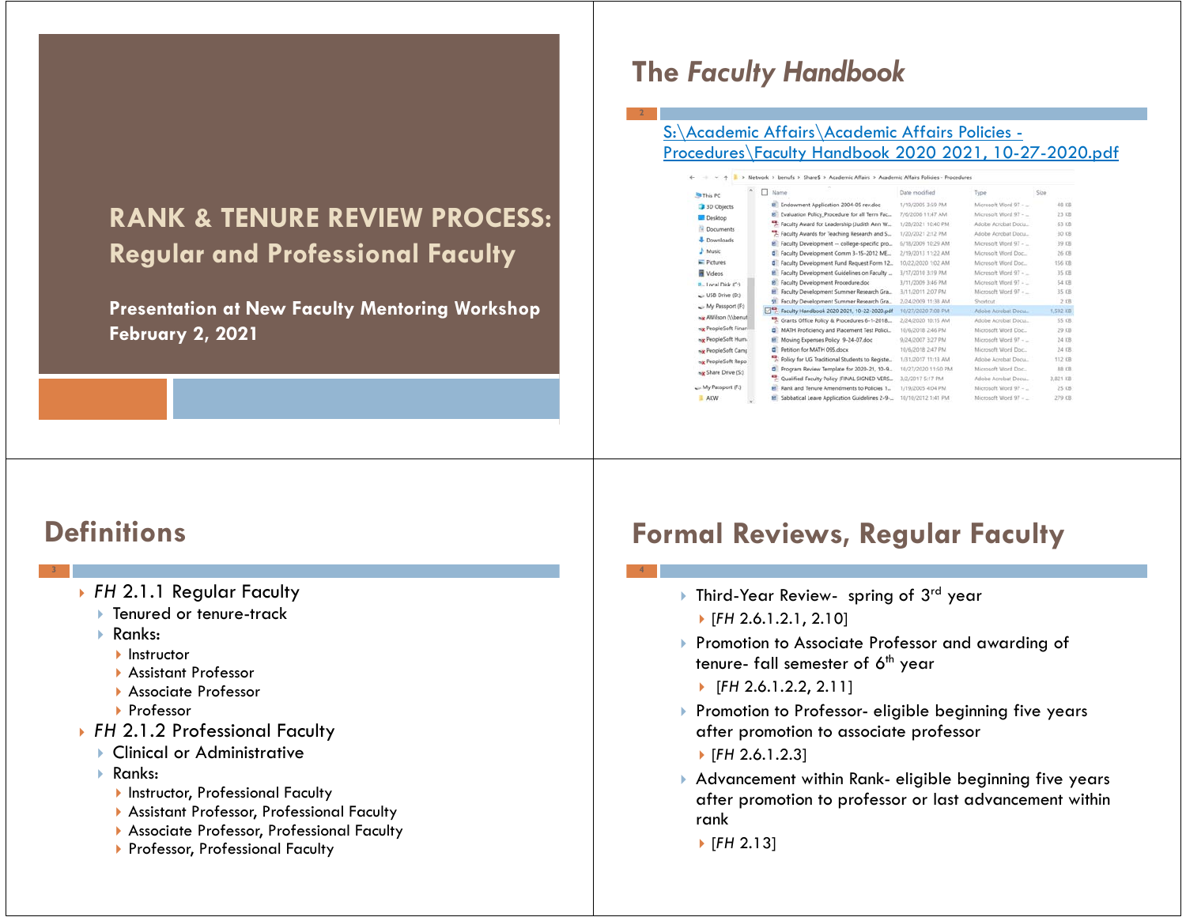# RANK & TENURE REVIEW PROCESS: Regular and Professional Faculty

**Presentation at New Faculty Mentoring Workshop**
**February 2, 2021**

## The *Faculty Handbook*

S:\Academic Affairs\Academic Affairs Policies - Procedures\Faculty Handbook 2020 2021, 10-27-2020.pdf

| Name | Date modified | Type | Size |
|---|---|---|---|
| Endowment Application 2004-05 rev.doc | 1/19/2005 3:59 PM | Microsoft Word 97 - ... | 48 KB |
| Evaluation Policy_Procedure for all Term Fac... | 7/6/2006 11:47 AM | Microsoft Word 97 - ... | 23 KB |
| Faculty Award for Leadership (Judith Ann W... | 1/28/2021 10:40 PM | Adobe Acrobat Docu... | 63 KB |
| Faculty Awards for Teaching Research and S... | 1/20/2021 2:12 PM | Adobe Acrobat Docu... | 30 KB |
| Faculty Development -- college-specific pro... | 6/18/2009 10:29 AM | Microsoft Word 97 - ... | 39 KB |
| Faculty Development Comm 3-15-2012 ME... | 2/19/2013 11:22 AM | Microsoft Word Doc... | 26 KB |
| Faculty Development Fund Request Form 12... | 10/22/2020 1:02 AM | Microsoft Word Doc... | 156 KB |
| Faculty Development Guidelines on Faculty ... | 3/17/2010 3:19 PM | Microsoft Word 97 - ... | 35 KB |
| Faculty Development Procedure.doc | 3/11/2009 3:46 PM | Microsoft Word 97 - ... | 54 KB |
| Faculty Development Summer Research Gra... | 3/11/2011 2:07 PM | Microsoft Word 97 - ... | 35 KB |
| Faculty Development Summer Research Gra... | 2/24/2009 11:38 AM | Shortcut | 2 KB |
| Faculty Handbook 2020 2021, 10-22-2020.pdf | 10/27/2020 7:08 PM | Adobe Acrobat Docu... | 1,592 KB |
| Grants Office Policy & Procedures 6-1-2018... | 2/24/2020 10:15 AM | Adobe Acrobat Docu... | 55 KB |
| MATH Proficiency and Placement Test Polici... | 10/6/2018 2:46 PM | Microsoft Word Doc... | 29 KB |
| Moving Expenses Policy 9-24-07.doc | 9/24/2007 3:27 PM | Microsoft Word 97 - ... | 24 KB |
| Petition for MATH 095.docx | 10/6/2018 2:47 PM | Microsoft Word Doc... | 24 KB |
| Policy for UG Traditional Students to Registe... | 1/31/2017 11:13 AM | Adobe Acrobat Docu... | 112 KB |
| Program Review Template for 2020-21, 10-9... | 10/27/2020 11:50 PM | Microsoft Word Doc... | 88 KB |
| Qualified Faculty Policy (FINAL SIGNED VERS... | 3/2/2017 5:17 PM | Adobe Acrobat Docu... | 3,821 KB |
| Rank and Tenure Amendments to Policies 1... | 1/19/2005 4:04 PM | Microsoft Word 97 - ... | 25 KB |
| Sabbatical Leave Application Guidelines 2-9-... | 10/10/2012 1:41 PM | Microsoft Word 97 - ... | 279 KB |

## Definitions

- *FH* 2.1.1 Regular Faculty
  - Tenured or tenure-track
  - Ranks:
    - Instructor
    - Assistant Professor
    - Associate Professor
    - Professor
- *FH* 2.1.2 Professional Faculty
  - Clinical or Administrative
  - Ranks:
    - Instructor, Professional Faculty
    - Assistant Professor, Professional Faculty
    - Associate Professor, Professional Faculty
    - Professor, Professional Faculty

## Formal Reviews, Regular Faculty

- Third-Year Review- spring of 3rd year
  - [*FH* 2.6.1.2.1, 2.10]
- Promotion to Associate Professor and awarding of tenure- fall semester of 6th year
  - [*FH* 2.6.1.2.2, 2.11]
- Promotion to Professor- eligible beginning five years after promotion to associate professor
  - [*FH* 2.6.1.2.3]
- Advancement within Rank- eligible beginning five years after promotion to professor or last advancement within rank
  - [*FH* 2.13]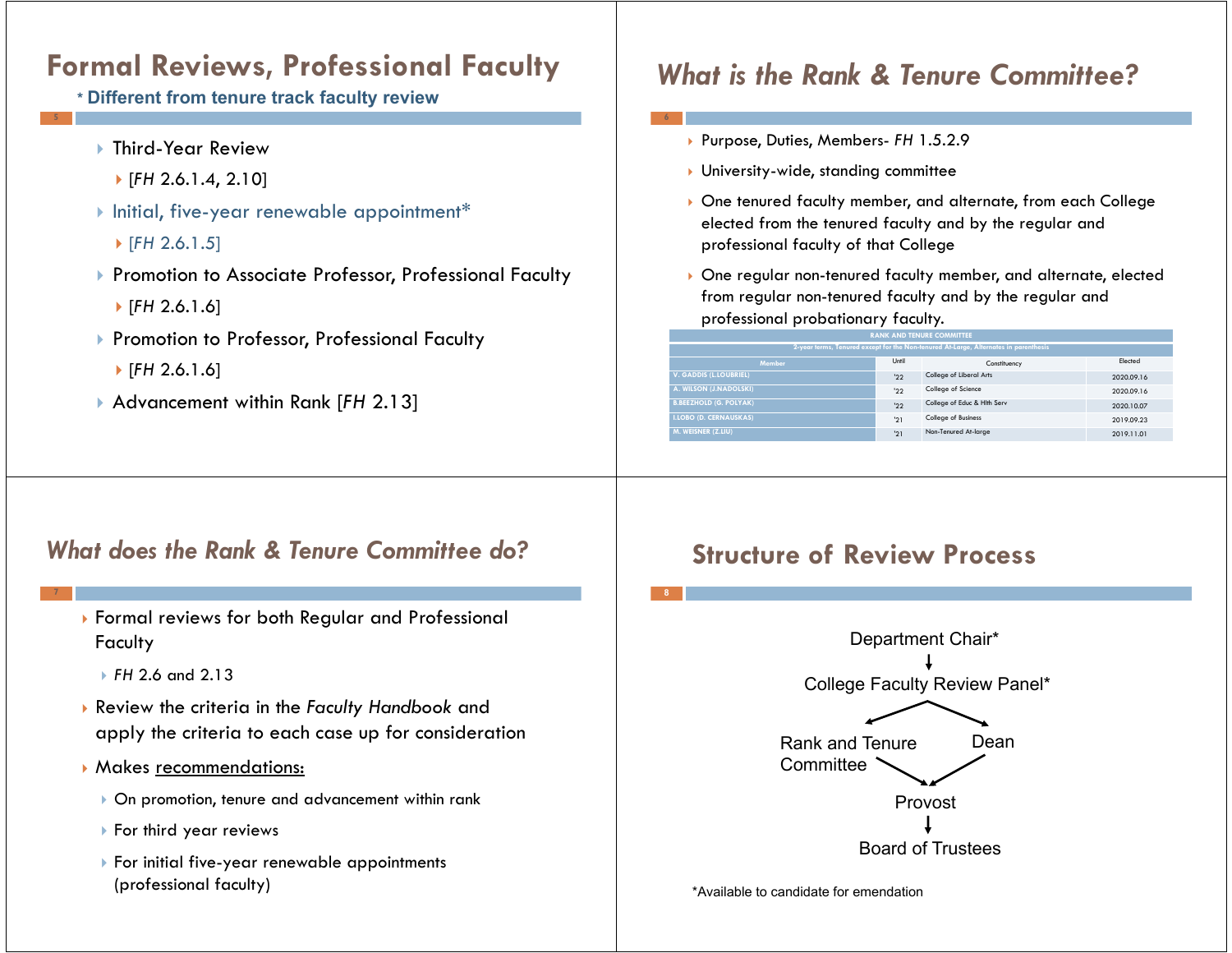## Formal Reviews, Professional Faculty

**\* Different from tenure track faculty review**

- Third-Year Review
  - [*FH* 2.6.1.4, 2.10]
- Initial, five-year renewable appointment*
  - [*FH* 2.6.1.5]
- Promotion to Associate Professor, Professional Faculty
  - [*FH* 2.6.1.6]
- Promotion to Professor, Professional Faculty
  - [*FH* 2.6.1.6]
- Advancement within Rank [*FH* 2.13]

## *What is the Rank & Tenure Committee?*

- Purpose, Duties, Members- *FH* 1.5.2.9
- University-wide, standing committee
- One tenured faculty member, and alternate, from each College elected from the tenured faculty and by the regular and professional faculty of that College
- One regular non-tenured faculty member, and alternate, elected from regular non-tenured faculty and by the regular and professional probationary faculty.

| RANK AND TENURE COMMITTEE | | | |
|---|---|---|---|
| 2-year terms, Tenured except for the Non-tenured At-Large, Alternates in parenthesis | | | |
| Member | Until | Constituency | Elected |
| V. GADDIS (L.LOUBRIEL) | '22 | College of Liberal Arts | 2020.09.16 |
| A. WILSON (J.NADOLSKI) | '22 | College of Science | 2020.09.16 |
| B.BEEZHOLD (G. POLYAK) | '22 | College of Educ & Hlth Serv | 2020.10.07 |
| I.LOBO (D. CERNAUSKAS) | '21 | College of Business | 2019.09.23 |
| M. WEISNER (Z.LIU) | '21 | Non-Tenured At-large | 2019.11.01 |

## *What does the Rank & Tenure Committee do?*

- Formal reviews for both Regular and Professional Faculty
  - *FH* 2.6 and 2.13
- Review the criteria in the *Faculty Handbook* and apply the criteria to each case up for consideration
- Makes <u>recommendations:</u>
  - On promotion, tenure and advancement within rank
  - For third year reviews
  - For initial five-year renewable appointments (professional faculty)

## Structure of Review Process

Department Chair*
↓
College Faculty Review Panel*
↙ ↘
Rank and Tenure Committee    Dean
↘ ↙
Provost
↓
Board of Trustees

*Available to candidate for emendation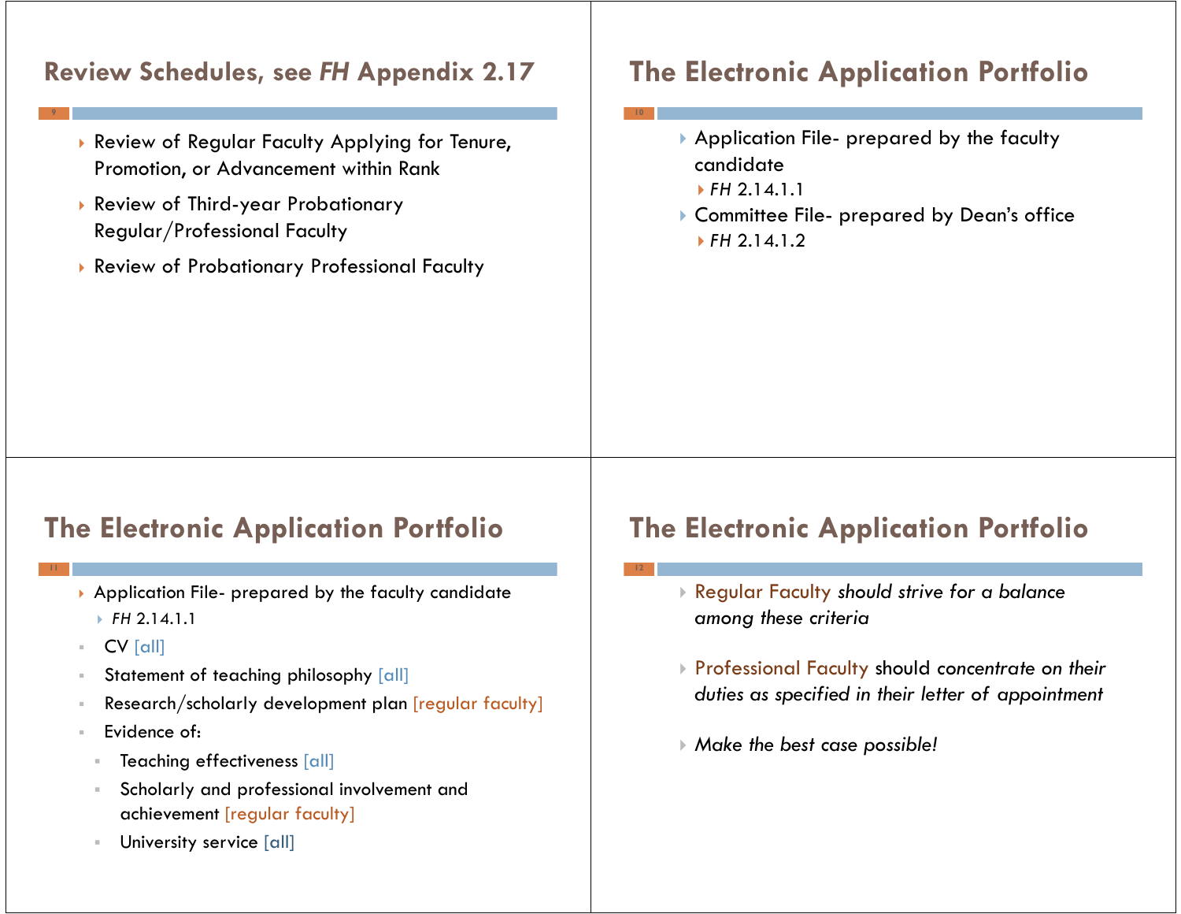## Review Schedules, see *FH* Appendix 2.17

- Review of Regular Faculty Applying for Tenure, Promotion, or Advancement within Rank
- Review of Third-year Probationary Regular/Professional Faculty
- Review of Probationary Professional Faculty

## The Electronic Application Portfolio

- Application File- prepared by the faculty candidate
  - *FH* 2.14.1.1
- Committee File- prepared by Dean's office
  - *FH* 2.14.1.2

## The Electronic Application Portfolio

- Application File- prepared by the faculty candidate
  - *FH* 2.14.1.1
- CV [all]
- Statement of teaching philosophy [all]
- Research/scholarly development plan [regular faculty]
- Evidence of:
  - Teaching effectiveness [all]
  - Scholarly and professional involvement and achievement [regular faculty]
  - University service [all]

## The Electronic Application Portfolio

- Regular Faculty *should strive for a balance among these criteria*
- Professional Faculty should *concentrate on their duties as specified in their letter of appointment*
- *Make the best case possible!*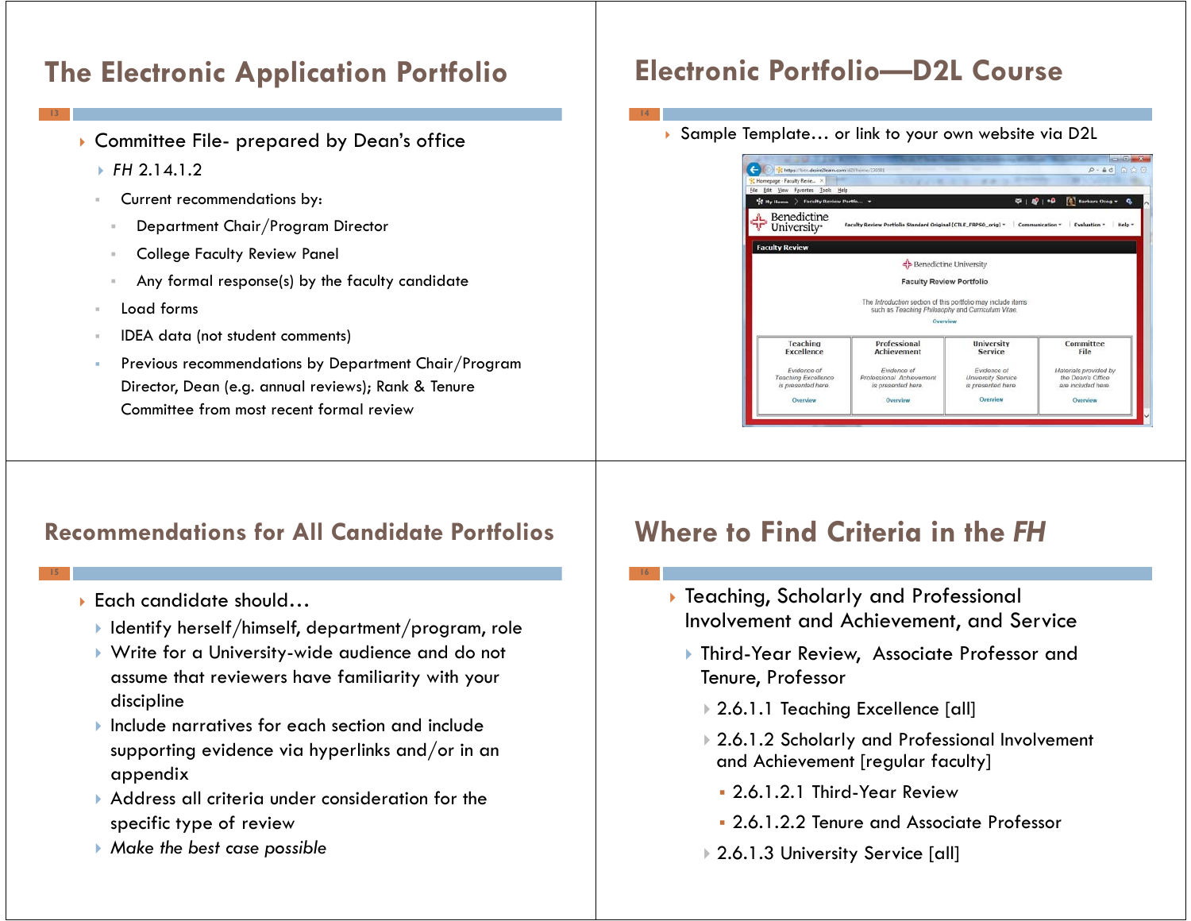## The Electronic Application Portfolio

- Committee File- prepared by Dean's office
  - *FH* 2.14.1.2
    - Current recommendations by:
      - Department Chair/Program Director
      - College Faculty Review Panel
      - Any formal response(s) by the faculty candidate
    - Load forms
    - IDEA data (not student comments)
    - Previous recommendations by Department Chair/Program Director, Dean (e.g. annual reviews); Rank & Tenure Committee from most recent formal review

## Electronic Portfolio—D2L Course

- Sample Template… or link to your own website via D2L

Benedictine University

Faculty Review

Faculty Review Portfolio

The *Introduction* section of this portfolio may include items such as *Teaching Philosophy* and *Curriculum Vitae*.

Overview

| Teaching Excellence | Professional Achievement | University Service | Committee File |
|---|---|---|---|
| *Evidence of Teaching Excellence is presented here* | *Evidence of Professional Achievement is presented here* | *Evidence of University Service is presented here* | *Materials provided by the Dean's Office are included here* |
| Overview | Overview | Overview | Overview |

## Recommendations for All Candidate Portfolios

- Each candidate should…
  - Identify herself/himself, department/program, role
  - Write for a University-wide audience and do not assume that reviewers have familiarity with your discipline
  - Include narratives for each section and include supporting evidence via hyperlinks and/or in an appendix
  - Address all criteria under consideration for the specific type of review
  - *Make the best case possible*

## Where to Find Criteria in the *FH*

- Teaching, Scholarly and Professional Involvement and Achievement, and Service
  - Third-Year Review, Associate Professor and Tenure, Professor
    - 2.6.1.1 Teaching Excellence [all]
    - 2.6.1.2 Scholarly and Professional Involvement and Achievement [regular faculty]
      - 2.6.1.2.1 Third-Year Review
      - 2.6.1.2.2 Tenure and Associate Professor
    - 2.6.1.3 University Service [all]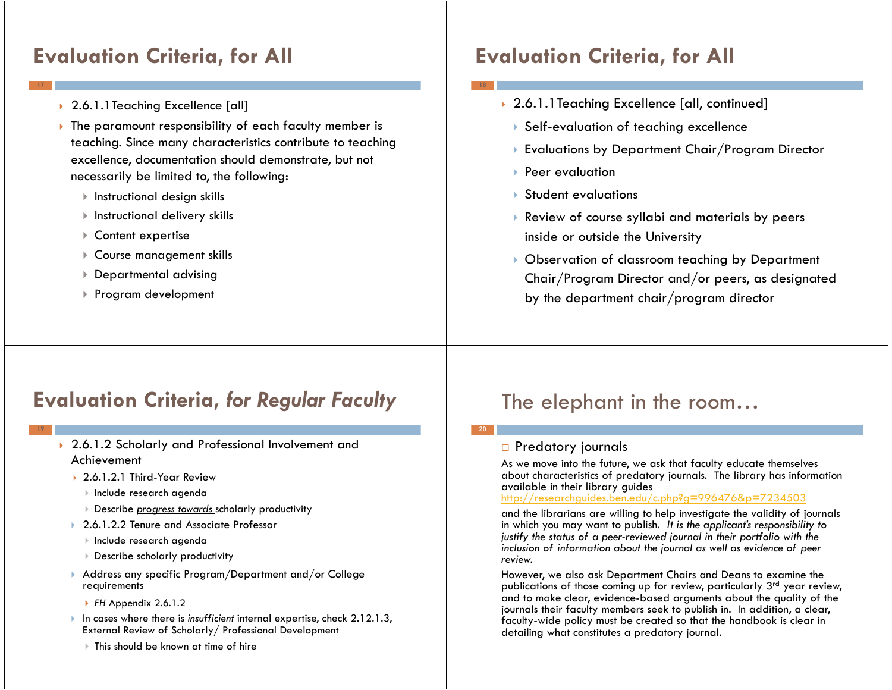## Evaluation Criteria, for All

- 2.6.1.1 Teaching Excellence [all]
- The paramount responsibility of each faculty member is teaching. Since many characteristics contribute to teaching excellence, documentation should demonstrate, but not necessarily be limited to, the following:
  - Instructional design skills
  - Instructional delivery skills
  - Content expertise
  - Course management skills
  - Departmental advising
  - Program development

## Evaluation Criteria, for All

- 2.6.1.1 Teaching Excellence [all, continued]
  - Self-evaluation of teaching excellence
  - Evaluations by Department Chair/Program Director
  - Peer evaluation
  - Student evaluations
  - Review of course syllabi and materials by peers inside or outside the University
  - Observation of classroom teaching by Department Chair/Program Director and/or peers, as designated by the department chair/program director

## Evaluation Criteria, *for Regular Faculty*

- 2.6.1.2 Scholarly and Professional Involvement and Achievement
  - 2.6.1.2.1 Third-Year Review
    - Include research agenda
    - Describe *progress towards* scholarly productivity
  - 2.6.1.2.2 Tenure and Associate Professor
    - Include research agenda
    - Describe scholarly productivity
  - Address any specific Program/Department and/or College requirements
    - *FH* Appendix 2.6.1.2
  - In cases where there is *insufficient* internal expertise, check 2.12.1.3, External Review of Scholarly/ Professional Development
    - This should be known at time of hire

## The elephant in the room…

- Predatory journals

As we move into the future, we ask that faculty educate themselves about characteristics of predatory journals. The library has information available in their library guides http://researchguides.ben.edu/c.php?g=996476&p=7234503 and the librarians are willing to help investigate the validity of journals in which you may want to publish. *It is the applicant's responsibility to justify the status of a peer-reviewed journal in their portfolio with the inclusion of information about the journal as well as evidence of peer review.*

However, we also ask Department Chairs and Deans to examine the publications of those coming up for review, particularly 3rd year review, and to make clear, evidence-based arguments about the quality of the journals their faculty members seek to publish in. In addition, a clear, faculty-wide policy must be created so that the handbook is clear in detailing what constitutes a predatory journal.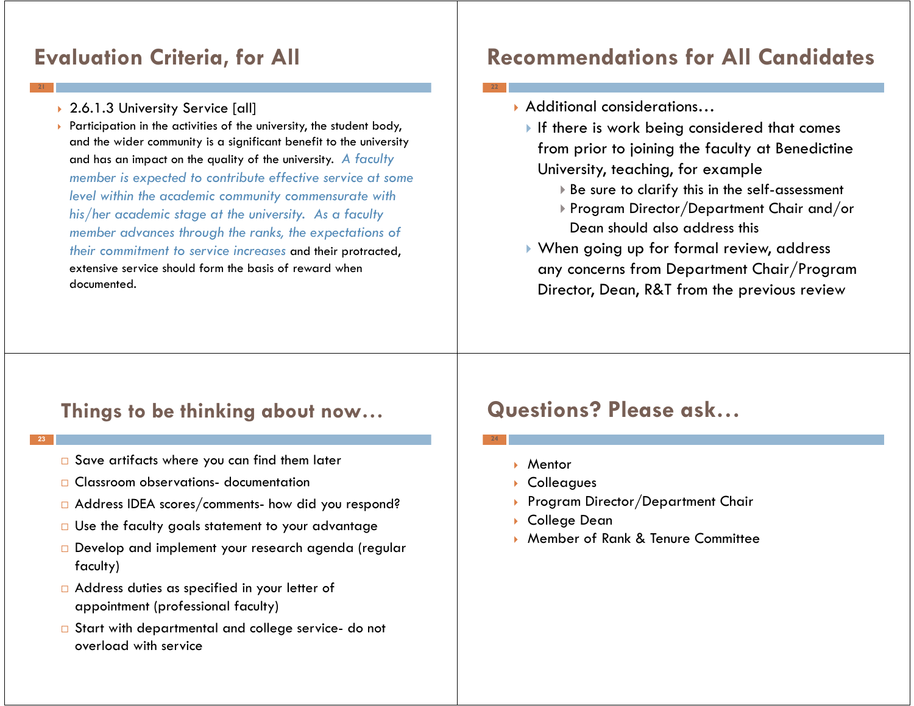## Evaluation Criteria, for All

- 2.6.1.3 University Service [all]
- Participation in the activities of the university, the student body, and the wider community is a significant benefit to the university and has an impact on the quality of the university. *A faculty member is expected to contribute effective service at some level within the academic community commensurate with his/her academic stage at the university. As a faculty member advances through the ranks, the expectations of their commitment to service increases* and their protracted, extensive service should form the basis of reward when documented.

## Recommendations for All Candidates

- Additional considerations…
  - If there is work being considered that comes from prior to joining the faculty at Benedictine University, teaching, for example
    - Be sure to clarify this in the self-assessment
    - Program Director/Department Chair and/or Dean should also address this
  - When going up for formal review, address any concerns from Department Chair/Program Director, Dean, R&T from the previous review

## Things to be thinking about now…

- Save artifacts where you can find them later
- Classroom observations- documentation
- Address IDEA scores/comments- how did you respond?
- Use the faculty goals statement to your advantage
- Develop and implement your research agenda (regular faculty)
- Address duties as specified in your letter of appointment (professional faculty)
- Start with departmental and college service- do not overload with service

## Questions? Please ask…

- Mentor
- Colleagues
- Program Director/Department Chair
- College Dean
- Member of Rank & Tenure Committee